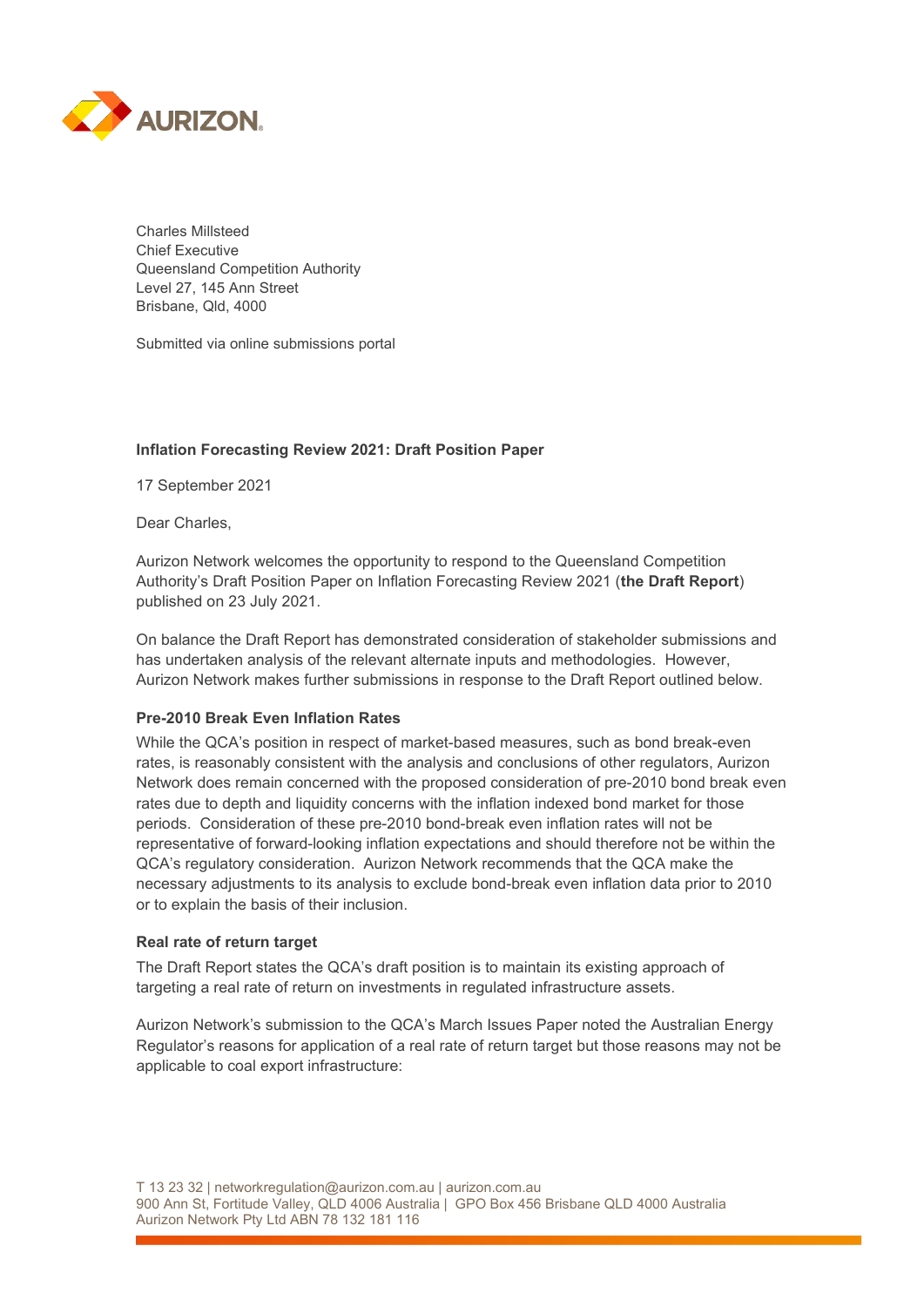Charles Millsteed
Chief Executive
Queensland Competition Authority
Level 27, 145 Ann Street
Brisbane, Qld, 4000

Submitted via online submissions portal

**Inflation Forecasting Review 2021: Draft Position Paper**

17 September 2021

Dear Charles,

Aurizon Network welcomes the opportunity to respond to the Queensland Competition Authority's Draft Position Paper on Inflation Forecasting Review 2021 (**the Draft Report**) published on 23 July 2021.

On balance the Draft Report has demonstrated consideration of stakeholder submissions and has undertaken analysis of the relevant alternate inputs and methodologies. However, Aurizon Network makes further submissions in response to the Draft Report outlined below.

**Pre-2010 Break Even Inflation Rates**

While the QCA's position in respect of market-based measures, such as bond break-even rates, is reasonably consistent with the analysis and conclusions of other regulators, Aurizon Network does remain concerned with the proposed consideration of pre-2010 bond break even rates due to depth and liquidity concerns with the inflation indexed bond market for those periods. Consideration of these pre-2010 bond-break even inflation rates will not be representative of forward-looking inflation expectations and should therefore not be within the QCA's regulatory consideration. Aurizon Network recommends that the QCA make the necessary adjustments to its analysis to exclude bond-break even inflation data prior to 2010 or to explain the basis of their inclusion.

**Real rate of return target**

The Draft Report states the QCA's draft position is to maintain its existing approach of targeting a real rate of return on investments in regulated infrastructure assets.

Aurizon Network's submission to the QCA's March Issues Paper noted the Australian Energy Regulator's reasons for application of a real rate of return target but those reasons may not be applicable to coal export infrastructure: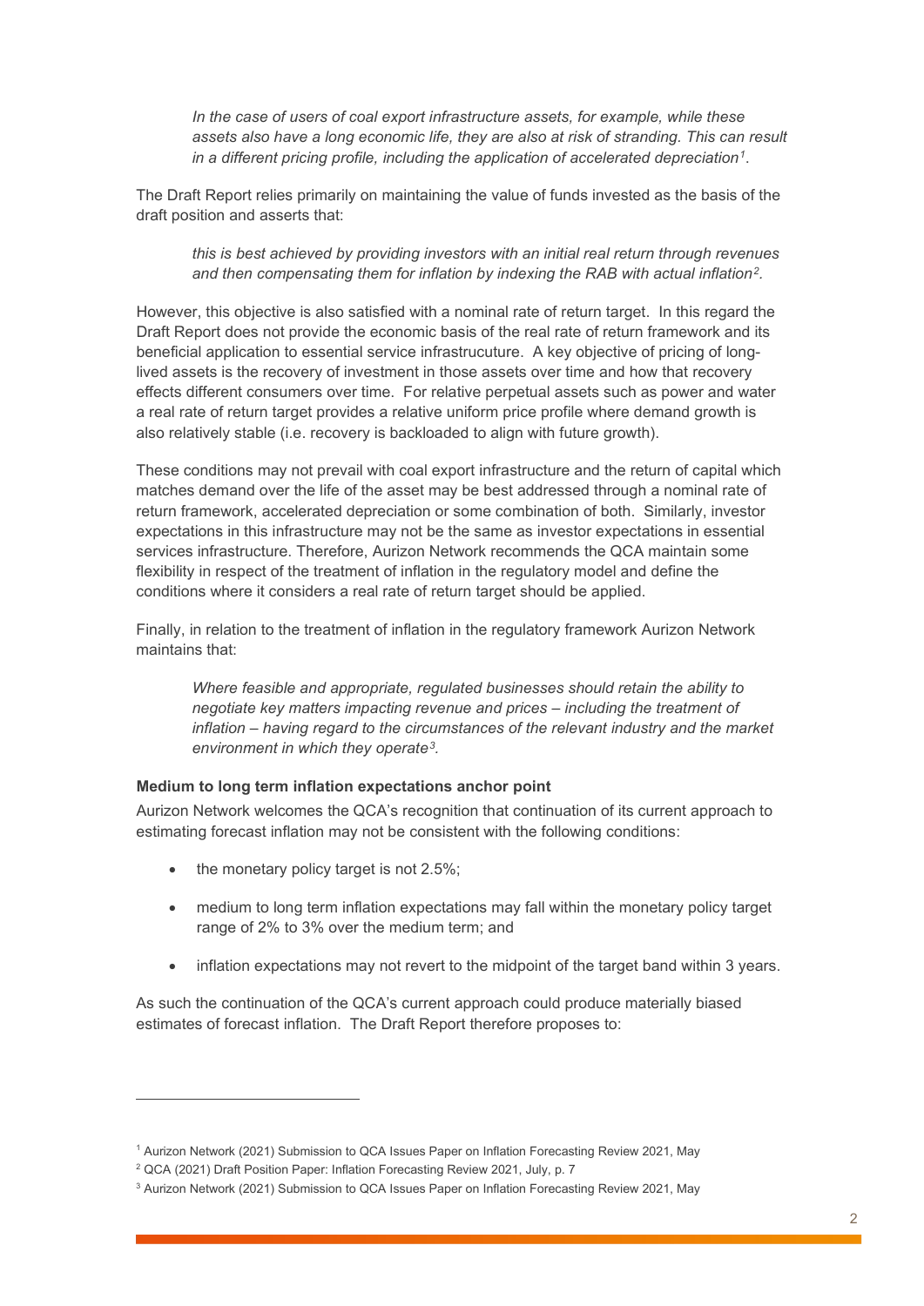> *In the case of users of coal export infrastructure assets, for example, while these assets also have a long economic life, they are also at risk of stranding. This can result in a different pricing profile, including the application of accelerated depreciation*[1].

The Draft Report relies primarily on maintaining the value of funds invested as the basis of the draft position and asserts that:

> *this is best achieved by providing investors with an initial real return through revenues and then compensating them for inflation by indexing the RAB with actual inflation*[2].

However, this objective is also satisfied with a nominal rate of return target. In this regard the Draft Report does not provide the economic basis of the real rate of return framework and its beneficial application to essential service infrastrucuture. A key objective of pricing of long-lived assets is the recovery of investment in those assets over time and how that recovery effects different consumers over time. For relative perpetual assets such as power and water a real rate of return target provides a relative uniform price profile where demand growth is also relatively stable (i.e. recovery is backloaded to align with future growth).

These conditions may not prevail with coal export infrastructure and the return of capital which matches demand over the life of the asset may be best addressed through a nominal rate of return framework, accelerated depreciation or some combination of both. Similarly, investor expectations in this infrastructure may not be the same as investor expectations in essential services infrastructure. Therefore, Aurizon Network recommends the QCA maintain some flexibility in respect of the treatment of inflation in the regulatory model and define the conditions where it considers a real rate of return target should be applied.

Finally, in relation to the treatment of inflation in the regulatory framework Aurizon Network maintains that:

> *Where feasible and appropriate, regulated businesses should retain the ability to negotiate key matters impacting revenue and prices – including the treatment of inflation – having regard to the circumstances of the relevant industry and the market environment in which they operate*[3].

**Medium to long term inflation expectations anchor point**

Aurizon Network welcomes the QCA's recognition that continuation of its current approach to estimating forecast inflation may not be consistent with the following conditions:

- the monetary policy target is not 2.5%;
- medium to long term inflation expectations may fall within the monetary policy target range of 2% to 3% over the medium term; and
- inflation expectations may not revert to the midpoint of the target band within 3 years.

As such the continuation of the QCA's current approach could produce materially biased estimates of forecast inflation. The Draft Report therefore proposes to:

---

[1] Aurizon Network (2021) Submission to QCA Issues Paper on Inflation Forecasting Review 2021, May

[2] QCA (2021) Draft Position Paper: Inflation Forecasting Review 2021, July, p. 7

[3] Aurizon Network (2021) Submission to QCA Issues Paper on Inflation Forecasting Review 2021, May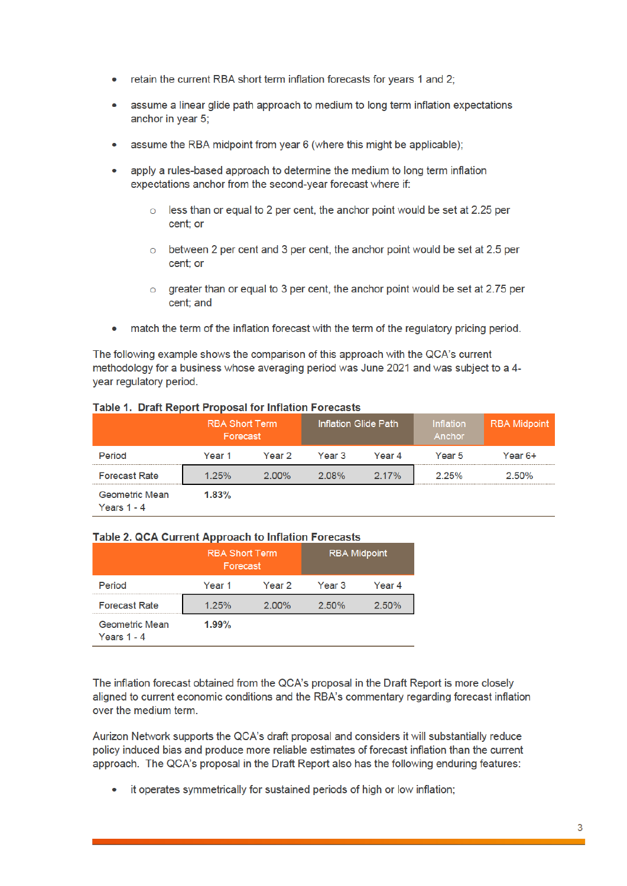- retain the current RBA short term inflation forecasts for years 1 and 2;
- assume a linear glide path approach to medium to long term inflation expectations anchor in year 5;
- assume the RBA midpoint from year 6 (where this might be applicable);
- apply a rules-based approach to determine the medium to long term inflation expectations anchor from the second-year forecast where if:
  - less than or equal to 2 per cent, the anchor point would be set at 2.25 per cent; or
  - between 2 per cent and 3 per cent, the anchor point would be set at 2.5 per cent; or
  - greater than or equal to 3 per cent, the anchor point would be set at 2.75 per cent; and
- match the term of the inflation forecast with the term of the regulatory pricing period.

The following example shows the comparison of this approach with the QCA's current methodology for a business whose averaging period was June 2021 and was subject to a 4-year regulatory period.

**Table 1. Draft Report Proposal for Inflation Forecasts**

| | RBA Short Term Forecast | | Inflation Glide Path | | Inflation Anchor | RBA Midpoint |
|---|---|---|---|---|---|---|
| Period | Year 1 | Year 2 | Year 3 | Year 4 | Year 5 | Year 6+ |
| Forecast Rate | 1.25% | 2.00% | 2.08% | 2.17% | 2.25% | 2.50% |
| Geometric Mean Years 1 - 4 | **1.83%** | | | | | |

**Table 2. QCA Current Approach to Inflation Forecasts**

| | RBA Short Term Forecast | | RBA Midpoint | |
|---|---|---|---|---|
| Period | Year 1 | Year 2 | Year 3 | Year 4 |
| Forecast Rate | 1.25% | 2.00% | 2.50% | 2.50% |
| Geometric Mean Years 1 - 4 | **1.99%** | | | |

The inflation forecast obtained from the QCA's proposal in the Draft Report is more closely aligned to current economic conditions and the RBA's commentary regarding forecast inflation over the medium term.

Aurizon Network supports the QCA's draft proposal and considers it will substantially reduce policy induced bias and produce more reliable estimates of forecast inflation than the current approach. The QCA's proposal in the Draft Report also has the following enduring features:

- it operates symmetrically for sustained periods of high or low inflation;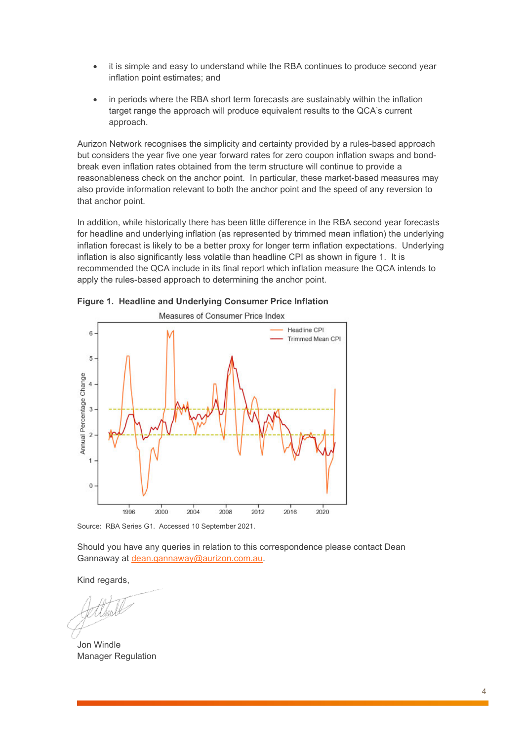- it is simple and easy to understand while the RBA continues to produce second year inflation point estimates; and
- in periods where the RBA short term forecasts are sustainably within the inflation target range the approach will produce equivalent results to the QCA's current approach.

Aurizon Network recognises the simplicity and certainty provided by a rules-based approach but considers the year five one year forward rates for zero coupon inflation swaps and bond-break even inflation rates obtained from the term structure will continue to provide a reasonableness check on the anchor point. In particular, these market-based measures may also provide information relevant to both the anchor point and the speed of any reversion to that anchor point.

In addition, while historically there has been little difference in the RBA second year forecasts for headline and underlying inflation (as represented by trimmed mean inflation) the underlying inflation forecast is likely to be a better proxy for longer term inflation expectations. Underlying inflation is also significantly less volatile than headline CPI as shown in figure 1. It is recommended the QCA include in its final report which inflation measure the QCA intends to apply the rules-based approach to determining the anchor point.

**Figure 1. Headline and Underlying Consumer Price Inflation**

Measures of Consumer Price Index

Headline CPI
Trimmed Mean CPI

Annual Percentage Change

0
1
2
3
4
5
6

1996
2000
2004
2008
2012
2016
2020

Source: RBA Series G1. Accessed 10 September 2021.

Should you have any queries in relation to this correspondence please contact Dean Gannaway at dean.gannaway@aurizon.com.au.

Kind regards,

Jon Windle
Manager Regulation